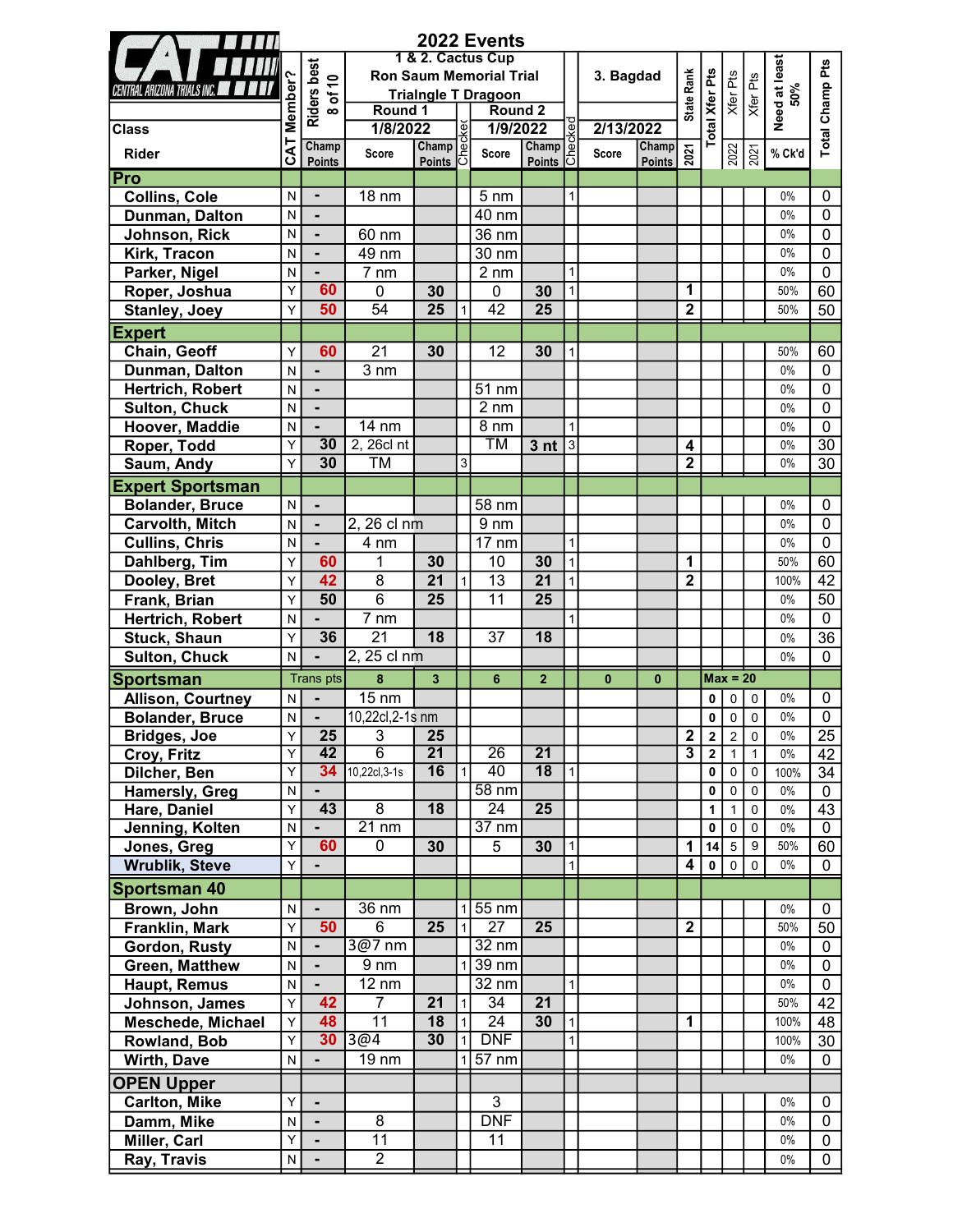# CAT CENTRAL ARIZONA TRIALS INC.

## 2022 Events

| Class / Rider | CAT Member? | Riders best 8 of 10 Champ Points | 1 & 2. Cactus Cup Ron Saum Memorial Trial Trialngle T Dragoon Round 1 1/8/2022 Score | Champ Points | Checker | Round 2 1/9/2022 Score | Champ Points | Checked | 3. Bagdad 2/13/2022 Score | Champ Points | State Rank 2021 | Total Xfer Pts | Xfer Pts 2022 | Xfer Pts 2021 | Need at least 50% % Ck'd | Total Champ Pts |
|---|---|---|---|---|---|---|---|---|---|---|---|---|---|---|---|---|
| **Pro** | | | | | | | | | | | | | | | | |
| Collins, Cole | N | - | 18 nm | | | 5 nm | | 1 | | | | | | | 0% | 0 |
| Dunman, Dalton | N | - | | | | 40 nm | | | | | | | | | 0% | 0 |
| Johnson, Rick | N | - | 60 nm | | | 36 nm | | | | | | | | | 0% | 0 |
| Kirk, Tracon | N | - | 49 nm | | | 30 nm | | | | | | | | | 0% | 0 |
| Parker, Nigel | N | - | 7 nm | | | 2 nm | | 1 | | | | | | | 0% | 0 |
| Roper, Joshua | Y | 60 | 0 | 30 | | 0 | 30 | 1 | | | 1 | | | | 50% | 60 |
| Stanley, Joey | Y | 50 | 54 | 25 | 1 | 42 | 25 | | | | 2 | | | | 50% | 50 |
| **Expert** | | | | | | | | | | | | | | | | |
| Chain, Geoff | Y | 60 | 21 | 30 | | 12 | 30 | 1 | | | | | | | 50% | 60 |
| Dunman, Dalton | N | - | 3 nm | | | | | | | | | | | | 0% | 0 |
| Hertrich, Robert | N | - | | | | 51 nm | | | | | | | | | 0% | 0 |
| Sulton, Chuck | N | - | | | | 2 nm | | | | | | | | | 0% | 0 |
| Hoover, Maddie | N | - | 14 nm | | | 8 nm | | 1 | | | | | | | 0% | 0 |
| Roper, Todd | Y | 30 | 2, 26cl nt | | | TM | 3 nt | 3 | | | 4 | | | | 0% | 30 |
| Saum, Andy | Y | 30 | TM | | 3 | | | | | | 2 | | | | 0% | 30 |
| **Expert Sportsman** | | | | | | | | | | | | | | | | |
| Bolander, Bruce | N | - | | | | 58 nm | | | | | | | | | 0% | 0 |
| Carvolth, Mitch | N | - | 2, 26 cl nm | | | 9 nm | | | | | | | | | 0% | 0 |
| Cullins, Chris | N | - | 4 nm | | | 17 nm | | 1 | | | | | | | 0% | 0 |
| Dahlberg, Tim | Y | 60 | 1 | 30 | | 10 | 30 | 1 | | | 1 | | | | 50% | 60 |
| Dooley, Bret | Y | 42 | 8 | 21 | 1 | 13 | 21 | 1 | | | 2 | | | | 100% | 42 |
| Frank, Brian | Y | 50 | 6 | 25 | | 11 | 25 | | | | | | | | 0% | 50 |
| Hertrich, Robert | N | - | 7 nm | | | | | 1 | | | | | | | 0% | 0 |
| Stuck, Shaun | Y | 36 | 21 | 18 | | 37 | 18 | | | | | | | | 0% | 36 |
| Sulton, Chuck | N | - | 2, 25 cl nm | | | | | | | | | | | | 0% | 0 |
| **Sportsman** | | Trans pts | 8 | 3 | | 6 | 2 | | 0 | 0 | | Max = 20 | | | | |
| Allison, Courtney | N | - | 15 nm | | | | | | | | | 0 | 0 | 0 | 0% | 0 |
| Bolander, Bruce | N | - | 10,22cl,2-1s nm | | | | | | | | | 0 | 0 | 0 | 0% | 0 |
| Bridges, Joe | Y | 25 | 3 | 25 | | | | | | | 2 | 2 | 2 | 0 | 0% | 25 |
| Croy, Fritz | Y | 42 | 6 | 21 | | 26 | 21 | | | | 3 | 2 | 1 | 1 | 0% | 42 |
| Dilcher, Ben | Y | 34 | 10,22cl,3-1s | 16 | 1 | 40 | 18 | 1 | | | | 0 | 0 | 0 | 100% | 34 |
| Hamersly, Greg | N | - | | | | 58 nm | | | | | | 0 | 0 | 0 | 0% | 0 |
| Hare, Daniel | Y | 43 | 8 | 18 | | 24 | 25 | | | | | 1 | 1 | 0 | 0% | 43 |
| Jenning, Kolten | N | - | 21 nm | | | 37 nm | | | | | | 0 | 0 | 0 | 0% | 0 |
| Jones, Greg | Y | 60 | 0 | 30 | | 5 | 30 | 1 | | | 1 | 14 | 5 | 9 | 50% | 60 |
| Wrublik, Steve | Y | - | | | | | | 1 | | | 4 | 0 | 0 | 0 | 0% | 0 |
| **Sportsman 40** | | | | | | | | | | | | | | | | |
| Brown, John | N | - | 36 nm | | 1 | 55 nm | | | | | | | | | 0% | 0 |
| Franklin, Mark | Y | 50 | 6 | 25 | 1 | 27 | 25 | | | | 2 | | | | 50% | 50 |
| Gordon, Rusty | N | - | 3@7 nm | | | 32 nm | | | | | | | | | 0% | 0 |
| Green, Matthew | N | - | 9 nm | | 1 | 39 nm | | | | | | | | | 0% | 0 |
| Haupt, Remus | N | - | 12 nm | | | 32 nm | | 1 | | | | | | | 0% | 0 |
| Johnson, James | Y | 42 | 7 | 21 | 1 | 34 | 21 | | | | | | | | 50% | 42 |
| Meschede, Michael | Y | 48 | 11 | 18 | 1 | 24 | 30 | 1 | | | 1 | | | | 100% | 48 |
| Rowland, Bob | Y | 30 | 3@4 | 30 | 1 | DNF | | 1 | | | | | | | 100% | 30 |
| Wirth, Dave | N | - | 19 nm | | 1 | 57 nm | | | | | | | | | 0% | 0 |
| **OPEN Upper** | | | | | | | | | | | | | | | | |
| Carlton, Mike | Y | - | | | | 3 | | | | | | | | | 0% | 0 |
| Damm, Mike | N | - | 8 | | | DNF | | | | | | | | | 0% | 0 |
| Miller, Carl | Y | - | 11 | | | 11 | | | | | | | | | 0% | 0 |
| Ray, Travis | N | - | 2 | | | | | | | | | | | | 0% | 0 |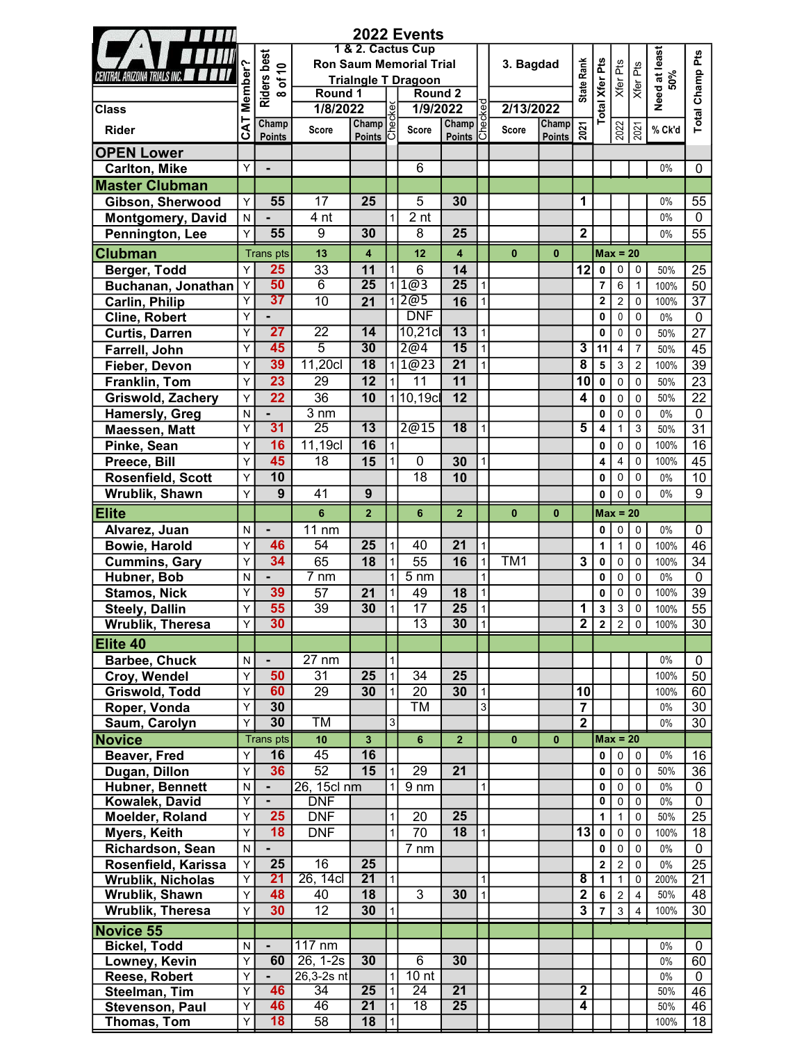# 2022 Events

| Class / Rider | CAT Member? | Riders best 8 of 10 Champ Points | 1 & 2. Cactus Cup Ron Saum Memorial Trial Trialngle T Dragoon Round 1 1/8/2022 Score | Champ Points | Checked | Round 2 1/9/2022 Score | Champ Points | Checked | 3. Bagdad 2/13/2022 Score | Champ Points | State Rank 2021 | Total Xfer Pts | Xfer Pts 2022 | Xfer Pts 2021 | Need at least 50% % Ck'd | Total Champ Pts |
|---|---|---|---|---|---|---|---|---|---|---|---|---|---|---|---|---|
| **OPEN Lower** | | | | | | | | | | | | | | | | |
| Carlton, Mike | Y | - | | | | 6 | | | | | | | | | 0% | 0 |
| **Master Clubman** | | | | | | | | | | | | | | | | |
| Gibson, Sherwood | Y | 55 | 17 | 25 | | 5 | 30 | | | | 1 | | | | 0% | 55 |
| Montgomery, David | N | - | 4 nt | | 1 | 2 nt | | | | | | | | | 0% | 0 |
| Pennington, Lee | Y | 55 | 9 | 30 | | 8 | 25 | | | | 2 | | | | 0% | 55 |
| **Clubman** | | Trans pts | 13 | 4 | | 12 | 4 | | 0 | 0 | | Max = 20 | | | | |
| Berger, Todd | Y | 25 | 33 | 11 | 1 | 6 | 14 | | | | 12 | 0 | 0 | 0 | 50% | 25 |
| Buchanan, Jonathan | Y | 50 | 6 | 25 | 1 | 1@3 | 25 | 1 | | | | 7 | 6 | 1 | 100% | 50 |
| Carlin, Philip | Y | 37 | 10 | 21 | 1 | 2@5 | 16 | 1 | | | | 2 | 2 | 0 | 100% | 37 |
| Cline, Robert | Y | - | | | | DNF | | | | | | 0 | 0 | 0 | 0% | 0 |
| Curtis, Darren | Y | 27 | 22 | 14 | | 10,21cl | 13 | 1 | | | | 0 | 0 | 0 | 50% | 27 |
| Farrell, John | Y | 45 | 5 | 30 | | 2@4 | 15 | 1 | | | 3 | 11 | 4 | 7 | 50% | 45 |
| Fieber, Devon | Y | 39 | 11,20cl | 18 | 1 | 1@23 | 21 | 1 | | | 8 | 5 | 3 | 2 | 100% | 39 |
| Franklin, Tom | Y | 23 | 29 | 12 | 1 | 11 | 11 | | | | 10 | 0 | 0 | 0 | 50% | 23 |
| Griswold, Zachery | Y | 22 | 36 | 10 | 1 | 10,19cl | 12 | | | | 4 | 0 | 0 | 0 | 50% | 22 |
| Hamersly, Greg | N | - | 3 nm | | | | | | | | | 0 | 0 | 0 | 0% | 0 |
| Maessen, Matt | Y | 31 | 25 | 13 | | 2@15 | 18 | 1 | | | 5 | 4 | 1 | 3 | 50% | 31 |
| Pinke, Sean | Y | 16 | 11,19cl | 16 | 1 | | | | | | | 0 | 0 | 0 | 100% | 16 |
| Preece, Bill | Y | 45 | 18 | 15 | 1 | 0 | 30 | 1 | | | | 4 | 4 | 0 | 100% | 45 |
| Rosenfield, Scott | Y | 10 | | | | 18 | 10 | | | | | 0 | 0 | 0 | 0% | 10 |
| Wrublik, Shawn | Y | 9 | 41 | 9 | | | | | | | | 0 | 0 | 0 | 0% | 9 |
| **Elite** | | | 6 | 2 | | 6 | 2 | | 0 | 0 | | Max = 20 | | | | |
| Alvarez, Juan | N | - | 11 nm | | | | | | | | | 0 | 0 | 0 | 0% | 0 |
| Bowie, Harold | Y | 46 | 54 | 25 | 1 | 40 | 21 | 1 | | | | 1 | 1 | 0 | 100% | 46 |
| Cummins, Gary | Y | 34 | 65 | 18 | 1 | 55 | 16 | 1 | TM1 | | 3 | 0 | 0 | 0 | 100% | 34 |
| Hubner, Bob | N | - | 7 nm | | 1 | 5 nm | | 1 | | | | 0 | 0 | 0 | 0% | 0 |
| Stamos, Nick | Y | 39 | 57 | 21 | 1 | 49 | 18 | 1 | | | | 0 | 0 | 0 | 100% | 39 |
| Steely, Dallin | Y | 55 | 39 | 30 | 1 | 17 | 25 | 1 | | | 1 | 3 | 3 | 0 | 100% | 55 |
| Wrublik, Theresa | Y | 30 | | | | 13 | 30 | 1 | | | 2 | 2 | 2 | 0 | 100% | 30 |
| **Elite 40** | | | | | | | | | | | | | | | | |
| Barbee, Chuck | N | - | 27 nm | | 1 | | | | | | | | | | 0% | 0 |
| Croy, Wendel | Y | 50 | 31 | 25 | 1 | 34 | 25 | | | | | | | | 100% | 50 |
| Griswold, Todd | Y | 60 | 29 | 30 | 1 | 20 | 30 | 1 | | | 10 | | | | 100% | 60 |
| Roper, Vonda | Y | 30 | | | | TM | | 3 | | | 7 | | | | 0% | 30 |
| Saum, Carolyn | Y | 30 | TM | | 3 | | | | | | 2 | | | | 0% | 30 |
| **Novice** | | Trans pts | 10 | 3 | | 6 | 2 | | 0 | 0 | | Max = 20 | | | | |
| Beaver, Fred | Y | 16 | 45 | 16 | | | | | | | | 0 | 0 | 0 | 0% | 16 |
| Dugan, Dillon | Y | 36 | 52 | 15 | 1 | 29 | 21 | | | | | 0 | 0 | 0 | 50% | 36 |
| Hubner, Bennett | N | - | 26, 15cl nm | | 1 | 9 nm | | 1 | | | | 0 | 0 | 0 | 0% | 0 |
| Kowalek, David | Y | - | DNF | | | | | | | | | 0 | 0 | 0 | 0% | 0 |
| Moelder, Roland | Y | 25 | DNF | | 1 | 20 | 25 | | | | | 1 | 1 | 0 | 50% | 25 |
| Myers, Keith | Y | 18 | DNF | | 1 | 70 | 18 | 1 | | | 13 | 0 | 0 | 0 | 100% | 18 |
| Richardson, Sean | N | - | | | | 7 nm | | | | | | 0 | 0 | 0 | 0% | 0 |
| Rosenfield, Karissa | Y | 25 | 16 | 25 | | | | | | | | 2 | 2 | 0 | 0% | 25 |
| Wrublik, Nicholas | Y | 21 | 26, 14cl | 21 | 1 | | | 1 | | | 8 | 1 | 1 | 0 | 200% | 21 |
| Wrublik, Shawn | Y | 48 | 40 | 18 | | 3 | 30 | 1 | | | 2 | 6 | 2 | 4 | 50% | 48 |
| Wrublik, Theresa | Y | 30 | 12 | 30 | 1 | | | | | | 3 | 7 | 3 | 4 | 100% | 30 |
| **Novice 55** | | | | | | | | | | | | | | | | |
| Bickel, Todd | N | - | 117 nm | | | | | | | | | | | | 0% | 0 |
| Lowney, Kevin | Y | 60 | 26, 1-2s | 30 | | 6 | 30 | | | | | | | | 0% | 60 |
| Reese, Robert | Y | - | 26,3-2s nt | | 1 | 10 nt | | | | | | | | | 0% | 0 |
| Steelman, Tim | Y | 46 | 34 | 25 | 1 | 24 | 21 | | | | 2 | | | | 50% | 46 |
| Stevenson, Paul | Y | 46 | 46 | 21 | 1 | 18 | 25 | | | | 4 | | | | 50% | 46 |
| Thomas, Tom | Y | 18 | 58 | 18 | 1 | | | | | | | | | | 100% | 18 |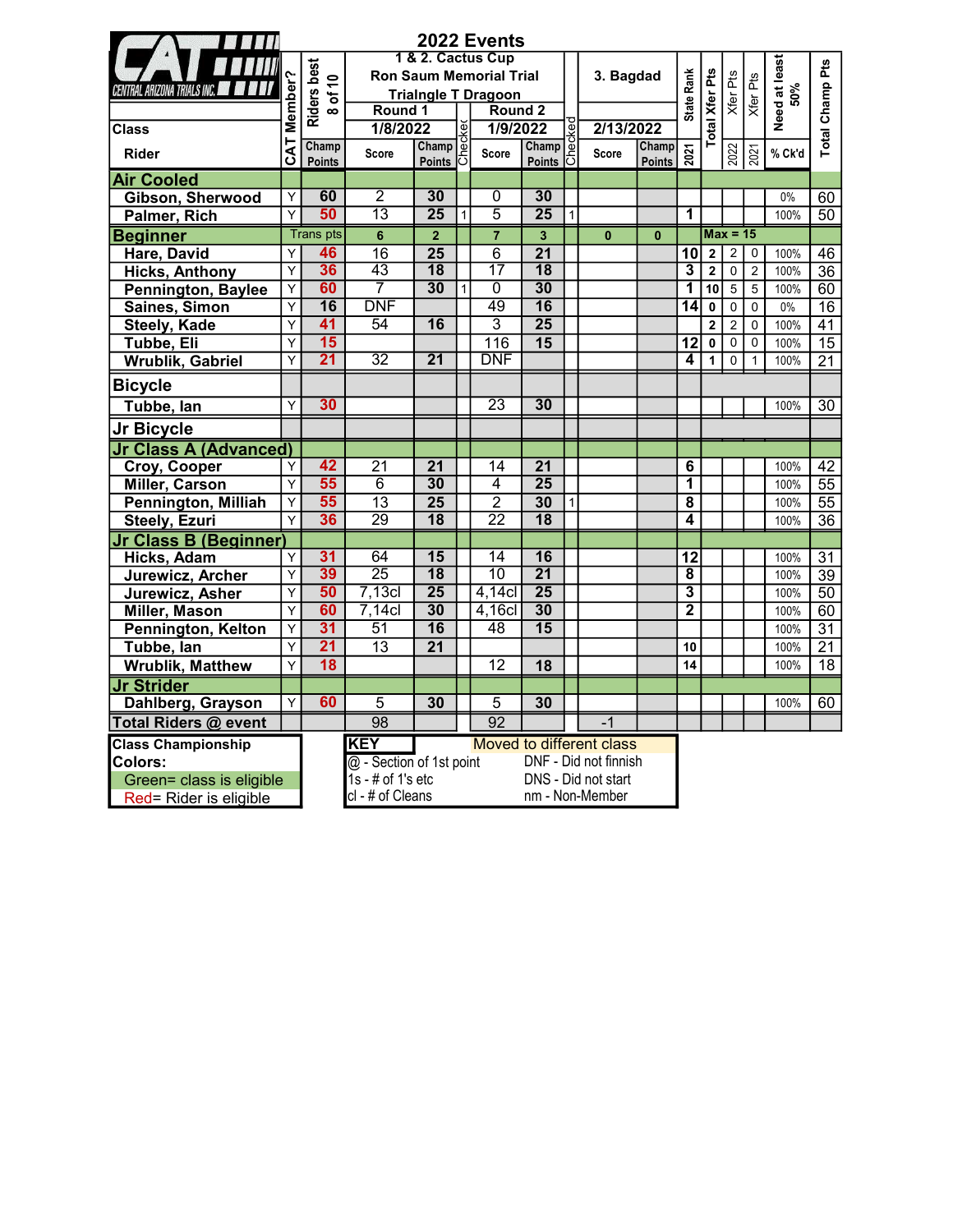# 2022 Events

CAT CENTRAL ARIZONA TRIALS INC.

| Class / Rider | CAT Member? | Riders best 8 of 10 Champ Points | 1 & 2. Cactus Cup Ron Saum Memorial Trial Trialngle T Dragoon Round 1 1/8/2022 Score | Champ Points | Checked | Round 2 1/9/2022 Score | Champ Points | Checked | 3. Bagdad 2/13/2022 Score | Champ Points | State Rank 2021 | Total Xfer Pts | Xfer Pts 2022 | Xfer Pts 2021 | Need at least 50% % Ck'd | Total Champ Pts |
|---|---|---|---|---|---|---|---|---|---|---|---|---|---|---|---|---|
| **Air Cooled** | | | | | | | | | | | | | | | | |
| Gibson, Sherwood | Y | 60 | 2 | 30 | | 0 | 30 | | | | | | | | 0% | 60 |
| Palmer, Rich | Y | 50 | 13 | 25 | 1 | 5 | 25 | 1 | | | 1 | | | | 100% | 50 |
| **Beginner** | | Trans pts | 6 | 2 | | 7 | 3 | | 0 | 0 | | Max = 15 | | | | |
| Hare, David | Y | 46 | 16 | 25 | | 6 | 21 | | | | 10 | 2 | 2 | 0 | 100% | 46 |
| Hicks, Anthony | Y | 36 | 43 | 18 | | 17 | 18 | | | | 3 | 2 | 0 | 2 | 100% | 36 |
| Pennington, Baylee | Y | 60 | 7 | 30 | 1 | 0 | 30 | | | | 1 | 10 | 5 | 5 | 100% | 60 |
| Saines, Simon | Y | 16 | DNF | | | 49 | 16 | | | | 14 | 0 | 0 | 0 | 0% | 16 |
| Steely, Kade | Y | 41 | 54 | 16 | | 3 | 25 | | | | | 2 | 2 | 0 | 100% | 41 |
| Tubbe, Eli | Y | 15 | | | | 116 | 15 | | | | 12 | 0 | 0 | 0 | 100% | 15 |
| Wrublik, Gabriel | Y | 21 | 32 | 21 | | DNF | | | | | 4 | 1 | 0 | 1 | 100% | 21 |
| **Bicycle** | | | | | | | | | | | | | | | | |
| Tubbe, Ian | Y | 30 | | | | 23 | 30 | | | | | | | | 100% | 30 |
| **Jr Bicycle** | | | | | | | | | | | | | | | | |
| **Jr Class A (Advanced)** | | | | | | | | | | | | | | | | |
| Croy, Cooper | Y | 42 | 21 | 21 | | 14 | 21 | | | | 6 | | | | 100% | 42 |
| Miller, Carson | Y | 55 | 6 | 30 | | 4 | 25 | | | | 1 | | | | 100% | 55 |
| Pennington, Milliah | Y | 55 | 13 | 25 | | 2 | 30 | 1 | | | 8 | | | | 100% | 55 |
| Steely, Ezuri | Y | 36 | 29 | 18 | | 22 | 18 | | | | 4 | | | | 100% | 36 |
| **Jr Class B (Beginner)** | | | | | | | | | | | | | | | | |
| Hicks, Adam | Y | 31 | 64 | 15 | | 14 | 16 | | | | 12 | | | | 100% | 31 |
| Jurewicz, Archer | Y | 39 | 25 | 18 | | 10 | 21 | | | | 8 | | | | 100% | 39 |
| Jurewicz, Asher | Y | 50 | 7,13cl | 25 | | 4,14cl | 25 | | | | 3 | | | | 100% | 50 |
| Miller, Mason | Y | 60 | 7,14cl | 30 | | 4,16cl | 30 | | | | 2 | | | | 100% | 60 |
| Pennington, Kelton | Y | 31 | 51 | 16 | | 48 | 15 | | | | | | | | 100% | 31 |
| Tubbe, Ian | Y | 21 | 13 | 21 | | | | | | | 10 | | | | 100% | 21 |
| Wrublik, Matthew | Y | 18 | | | | 12 | 18 | | | | 14 | | | | 100% | 18 |
| **Jr Strider** | | | | | | | | | | | | | | | | |
| Dahlberg, Grayson | Y | 60 | 5 | 30 | | 5 | 30 | | | | | | | | 100% | 60 |
| **Total Riders @ event** | | | 98 | | | 92 | | | -1 | | | | | | | |

**Class Championship Colors:**
Green= class is eligible
Red= Rider is eligible

**KEY**
Moved to different class
@ - Section of 1st point
1s - # of 1's etc
cl - # of Cleans
DNF - Did not finnish
DNS - Did not start
nm - Non-Member